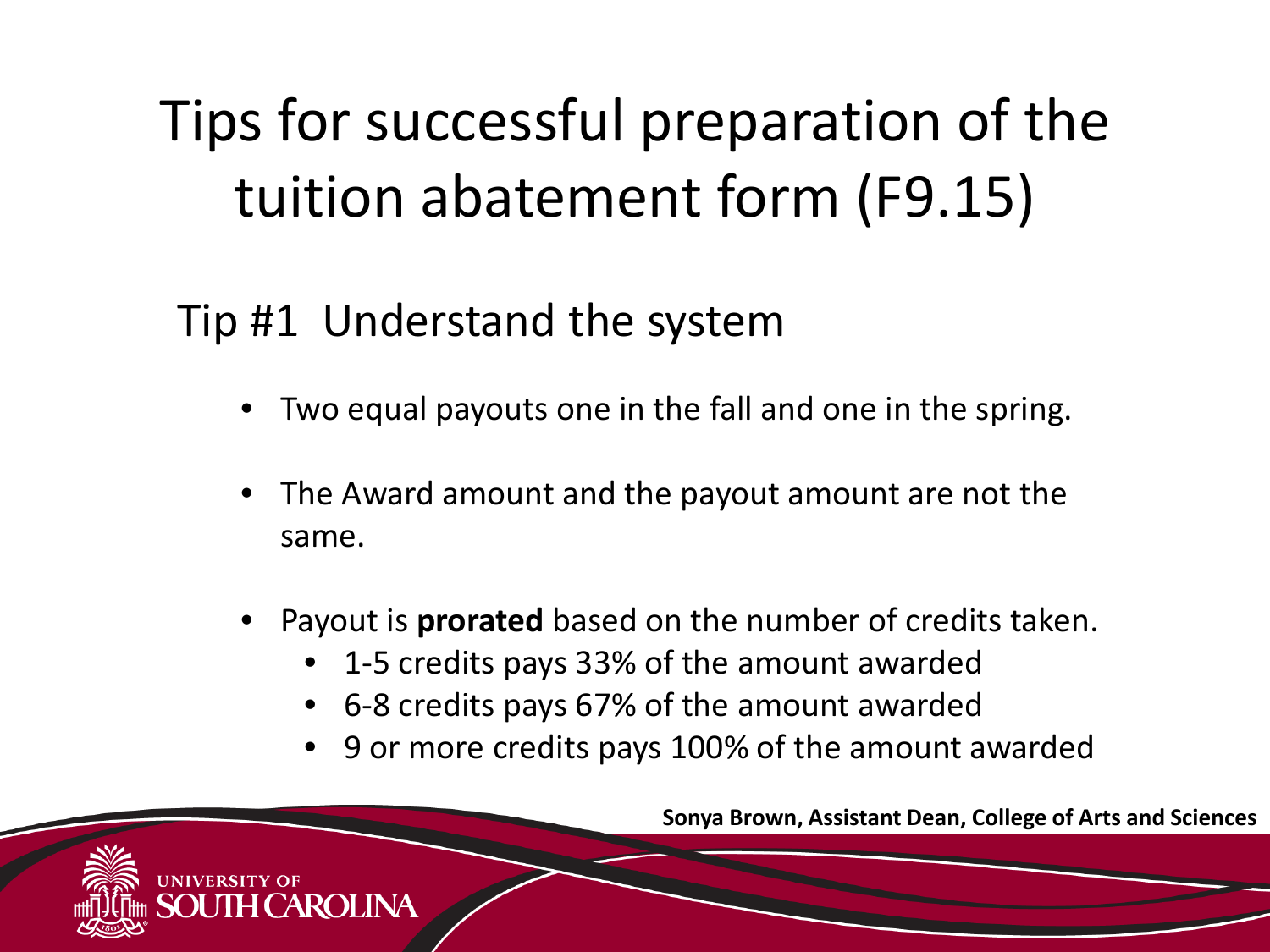# Tips for successful preparation of the tuition abatement form (F9.15)

## Tip #1 Understand the system

- Two equal payouts one in the fall and one in the spring.
- The Award amount and the payout amount are not the same.
- Payout is **prorated** based on the number of credits taken.
  - 1-5 credits pays 33% of the amount awarded
  - 6-8 credits pays 67% of the amount awarded
  - 9 or more credits pays 100% of the amount awarded

**Sonya Brown, Assistant Dean, College of Arts and Sciences**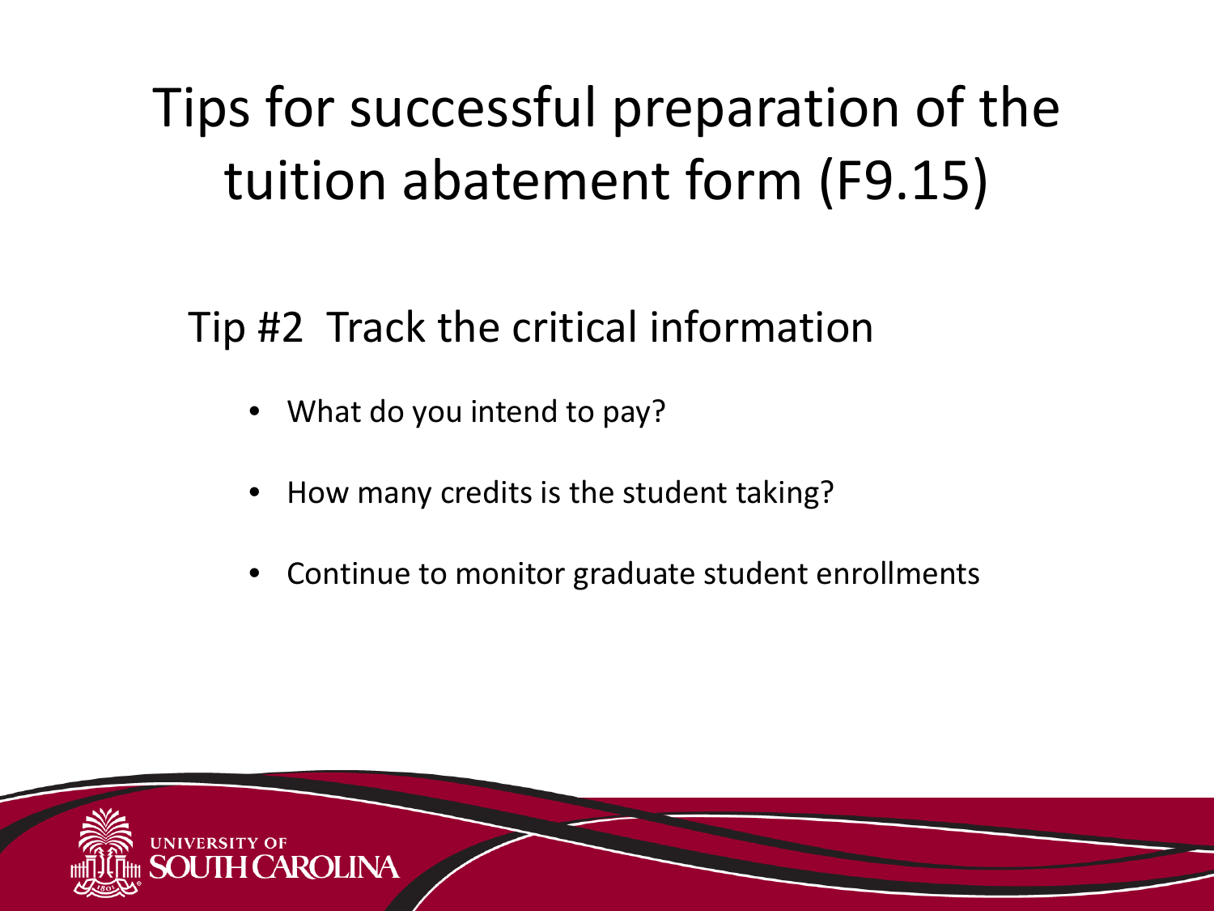# Tips for successful preparation of the tuition abatement form (F9.15)

## Tip #2 Track the critical information

- What do you intend to pay?
- How many credits is the student taking?
- Continue to monitor graduate student enrollments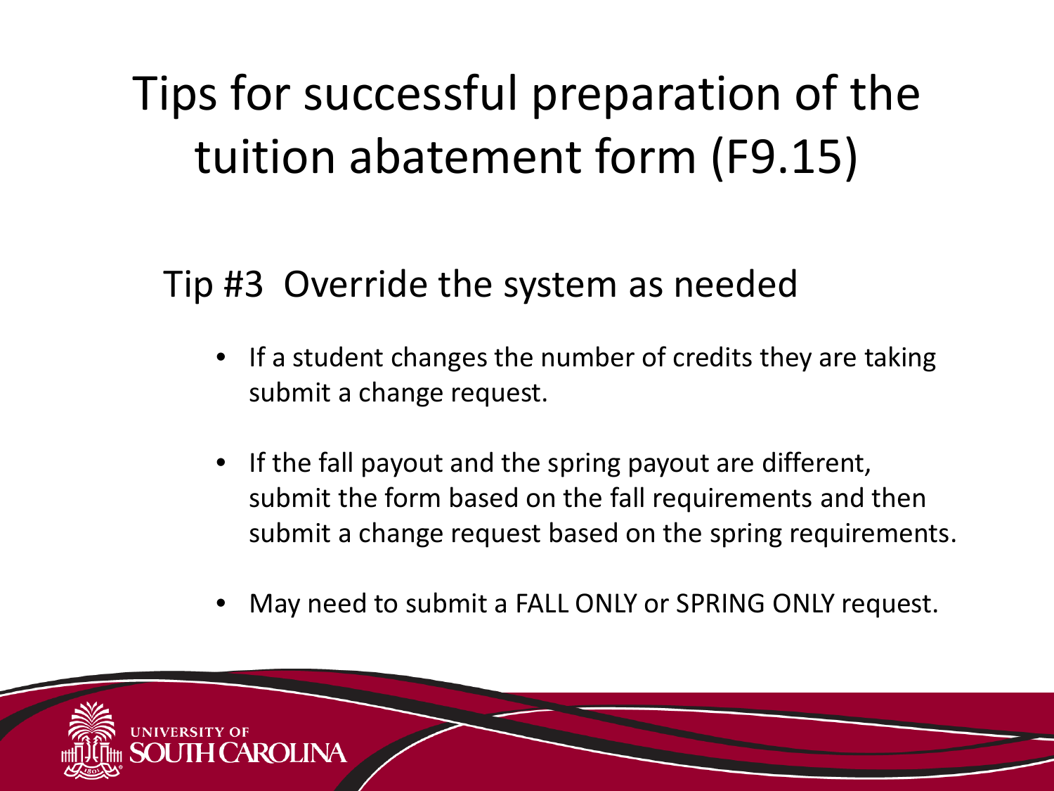# Tips for successful preparation of the tuition abatement form (F9.15)

## Tip #3 Override the system as needed

- If a student changes the number of credits they are taking submit a change request.
- If the fall payout and the spring payout are different, submit the form based on the fall requirements and then submit a change request based on the spring requirements.
- May need to submit a FALL ONLY or SPRING ONLY request.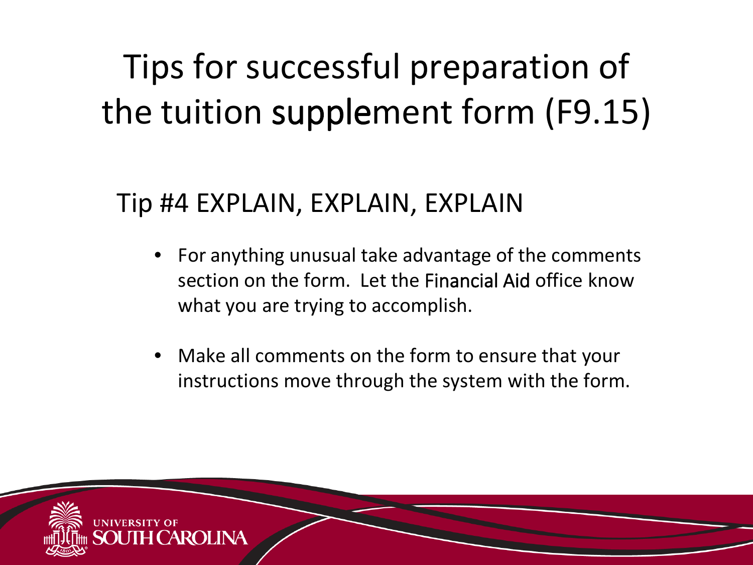# Tips for successful preparation of the tuition supplement form (F9.15)

## Tip #4 EXPLAIN, EXPLAIN, EXPLAIN

- For anything unusual take advantage of the comments section on the form. Let the Financial Aid office know what you are trying to accomplish.
- Make all comments on the form to ensure that your instructions move through the system with the form.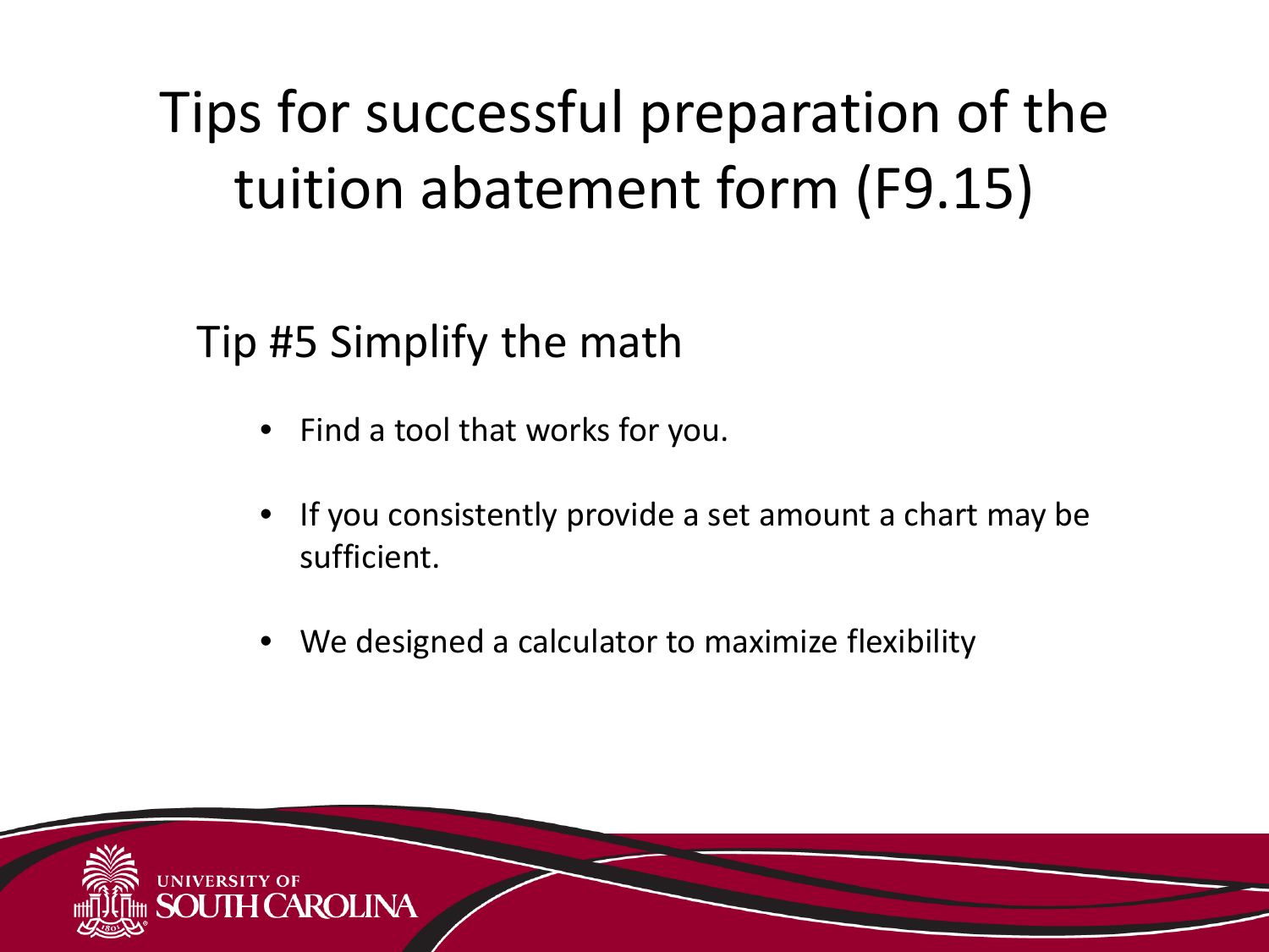# Tips for successful preparation of the tuition abatement form (F9.15)

## Tip #5 Simplify the math

- Find a tool that works for you.
- If you consistently provide a set amount a chart may be sufficient.
- We designed a calculator to maximize flexibility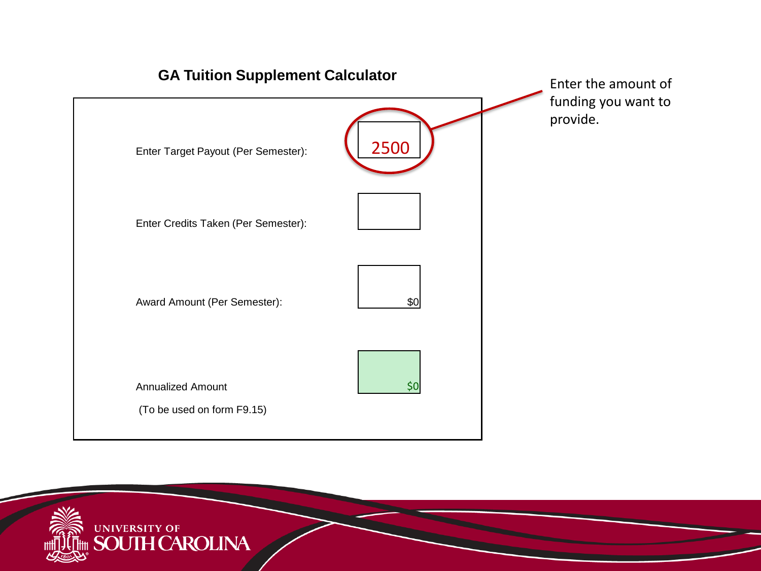## GA Tuition Supplement Calculator

| | |
|---|---|
| Enter Target Payout (Per Semester): | 2500 |
| Enter Credits Taken (Per Semester): | |
| Award Amount (Per Semester): | $0 |
| Annualized Amount<br>(To be used on form F9.15) | $0 |

Enter the amount of funding you want to provide.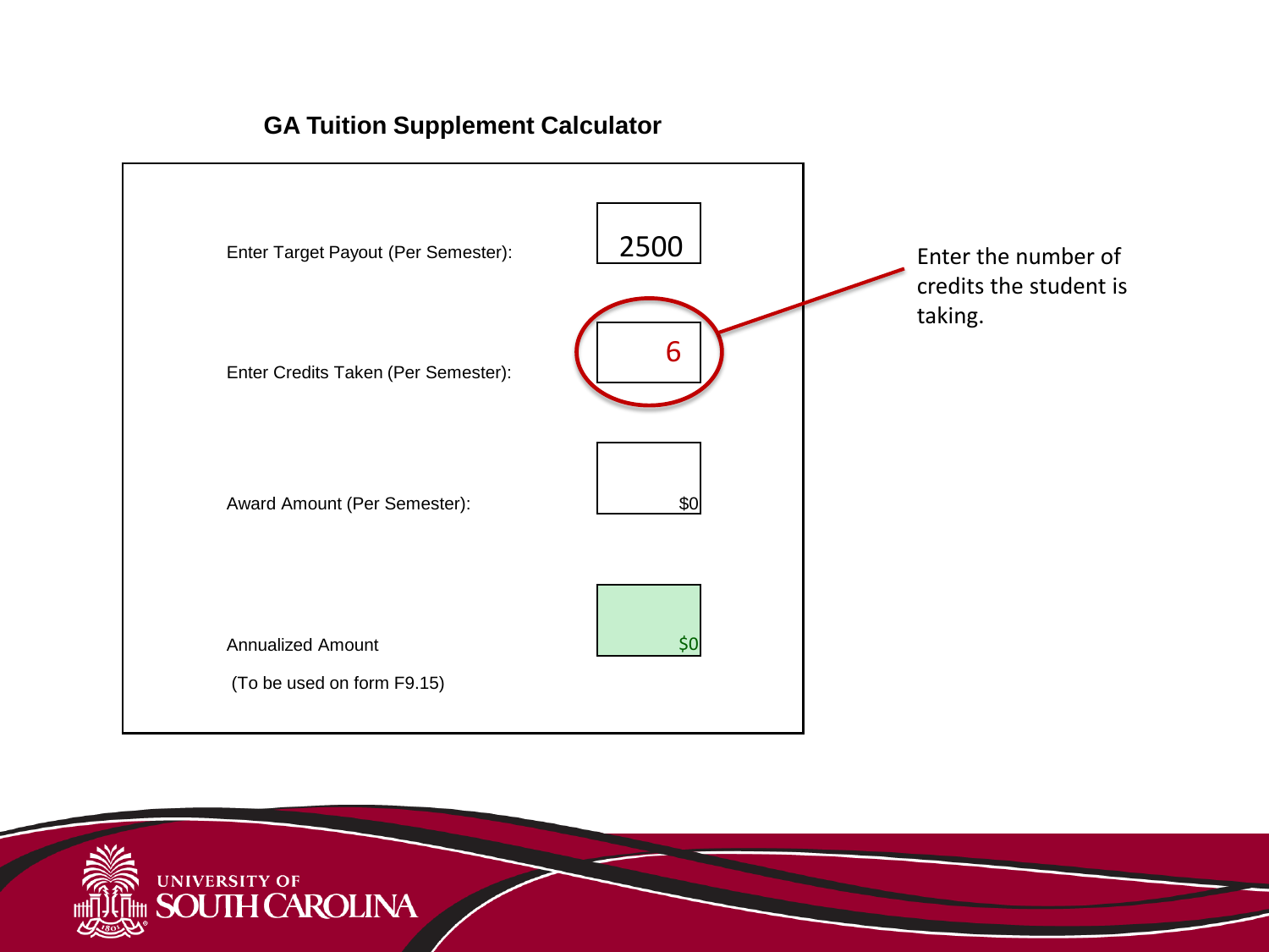## GA Tuition Supplement Calculator

| | |
|---|---|
| Enter Target Payout (Per Semester): | 2500 |
| Enter Credits Taken (Per Semester): | 6 |
| Award Amount (Per Semester): | $0 |
| Annualized Amount<br>(To be used on form F9.15) | $0 |

Enter the number of credits the student is taking.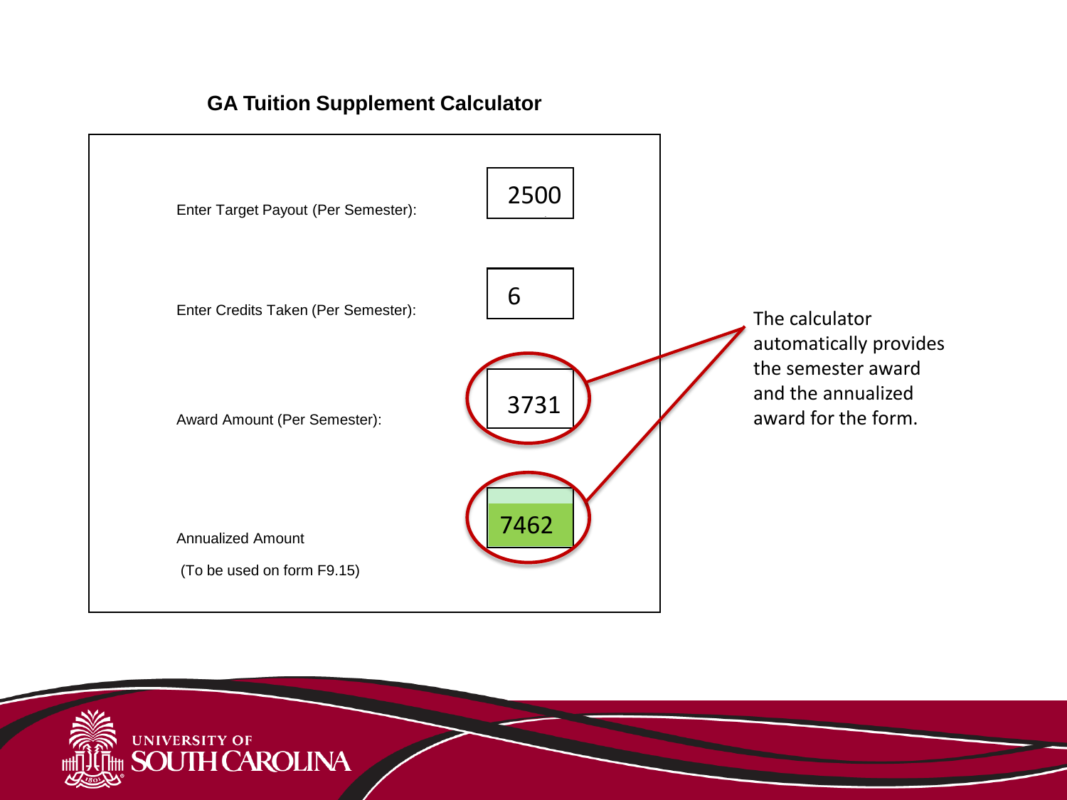## GA Tuition Supplement Calculator

| | |
|---|---|
| Enter Target Payout (Per Semester): | 2500 |
| Enter Credits Taken (Per Semester): | 6 |
| Award Amount (Per Semester): | 3731 |
| Annualized Amount (To be used on form F9.15) | 7462 |

The calculator automatically provides the semester award and the annualized award for the form.